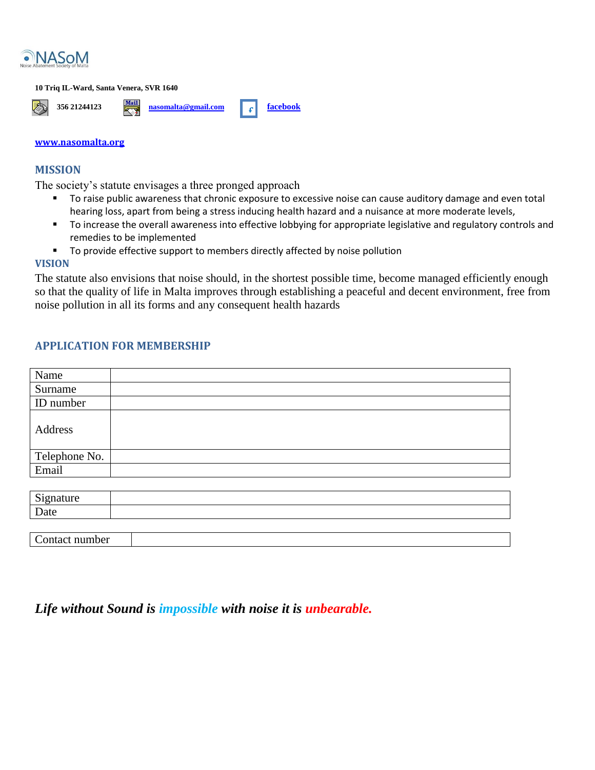NASoM
Noise Abatement Society of Malta

**10 Triq IL-Ward, Santa Venera, SVR 1640**

**356 21244123** **nasomalta@gmail.com** **facebook**

**www.nasomalta.org**

## MISSION

The society's statute envisages a three pronged approach

- To raise public awareness that chronic exposure to excessive noise can cause auditory damage and even total hearing loss, apart from being a stress inducing health hazard and a nuisance at more moderate levels,
- To increase the overall awareness into effective lobbying for appropriate legislative and regulatory controls and remedies to be implemented
- To provide effective support to members directly affected by noise pollution

## VISION

The statute also envisions that noise should, in the shortest possible time, become managed efficiently enough so that the quality of life in Malta improves through establishing a peaceful and decent environment, free from noise pollution in all its forms and any consequent health hazards

## APPLICATION FOR MEMBERSHIP

| | |
|---|---|
| Name | |
| Surname | |
| ID number | |
| Address | |
| Telephone No. | |
| Email | |

| | |
|---|---|
| Signature | |
| Date | |

| | |
|---|---|
| Contact number | |

***Life without Sound is impossible with noise it is unbearable.***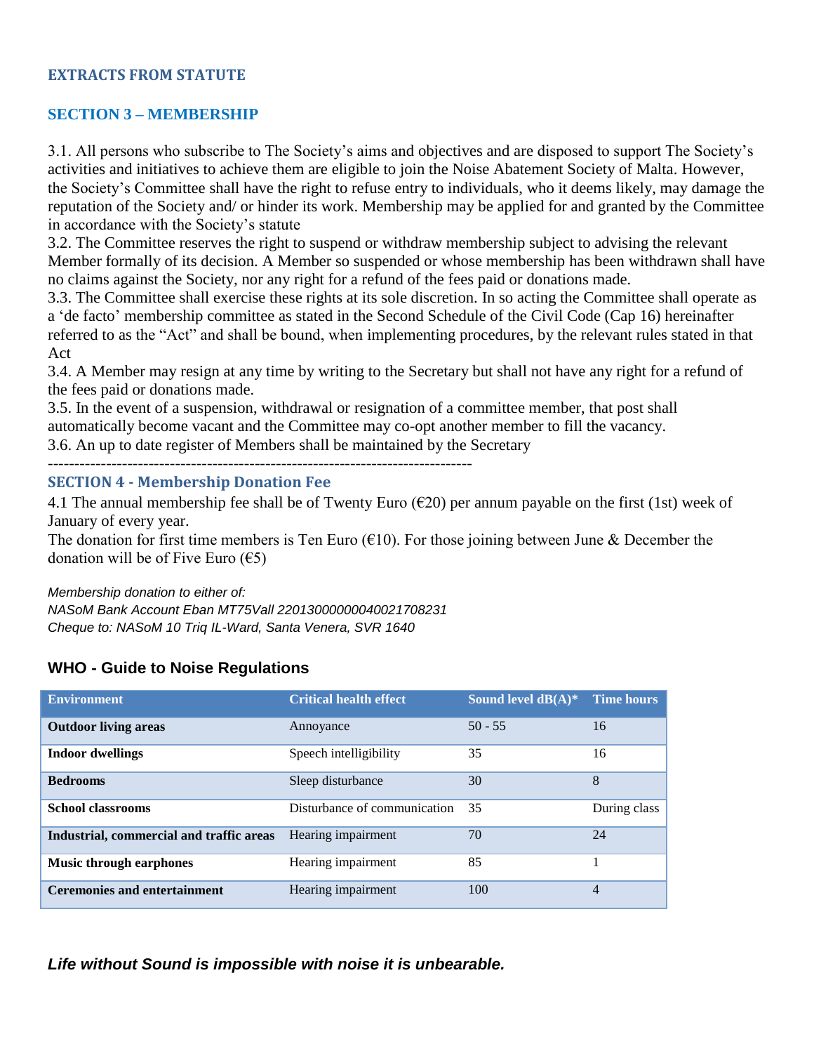## EXTRACTS FROM STATUTE

## SECTION 3 – MEMBERSHIP

3.1. All persons who subscribe to The Society's aims and objectives and are disposed to support The Society's activities and initiatives to achieve them are eligible to join the Noise Abatement Society of Malta. However, the Society's Committee shall have the right to refuse entry to individuals, who it deems likely, may damage the reputation of the Society and/ or hinder its work. Membership may be applied for and granted by the Committee in accordance with the Society's statute

3.2. The Committee reserves the right to suspend or withdraw membership subject to advising the relevant Member formally of its decision. A Member so suspended or whose membership has been withdrawn shall have no claims against the Society, nor any right for a refund of the fees paid or donations made.

3.3. The Committee shall exercise these rights at its sole discretion. In so acting the Committee shall operate as a 'de facto' membership committee as stated in the Second Schedule of the Civil Code (Cap 16) hereinafter referred to as the "Act" and shall be bound, when implementing procedures, by the relevant rules stated in that Act

3.4. A Member may resign at any time by writing to the Secretary but shall not have any right for a refund of the fees paid or donations made.

3.5. In the event of a suspension, withdrawal or resignation of a committee member, that post shall automatically become vacant and the Committee may co-opt another member to fill the vacancy.

3.6. An up to date register of Members shall be maintained by the Secretary

-------------------------------------------------------------------------------

## SECTION 4 - Membership Donation Fee

4.1 The annual membership fee shall be of Twenty Euro (€20) per annum payable on the first (1st) week of January of every year.

The donation for first time members is Ten Euro (€10). For those joining between June & December the donation will be of Five Euro (€5)

*Membership donation to either of:*
*NASoM Bank Account Eban MT75Vall 22013000000040021708231*
*Cheque to: NASoM 10 Triq IL-Ward, Santa Venera, SVR 1640*

## WHO - Guide to Noise Regulations

| Environment | Critical health effect | Sound level dB(A)* | Time hours |
|---|---|---|---|
| **Outdoor living areas** | Annoyance | 50 - 55 | 16 |
| **Indoor dwellings** | Speech intelligibility | 35 | 16 |
| **Bedrooms** | Sleep disturbance | 30 | 8 |
| **School classrooms** | Disturbance of communication | 35 | During class |
| **Industrial, commercial and traffic areas** | Hearing impairment | 70 | 24 |
| **Music through earphones** | Hearing impairment | 85 | 1 |
| **Ceremonies and entertainment** | Hearing impairment | 100 | 4 |

***Life without Sound is impossible with noise it is unbearable.***